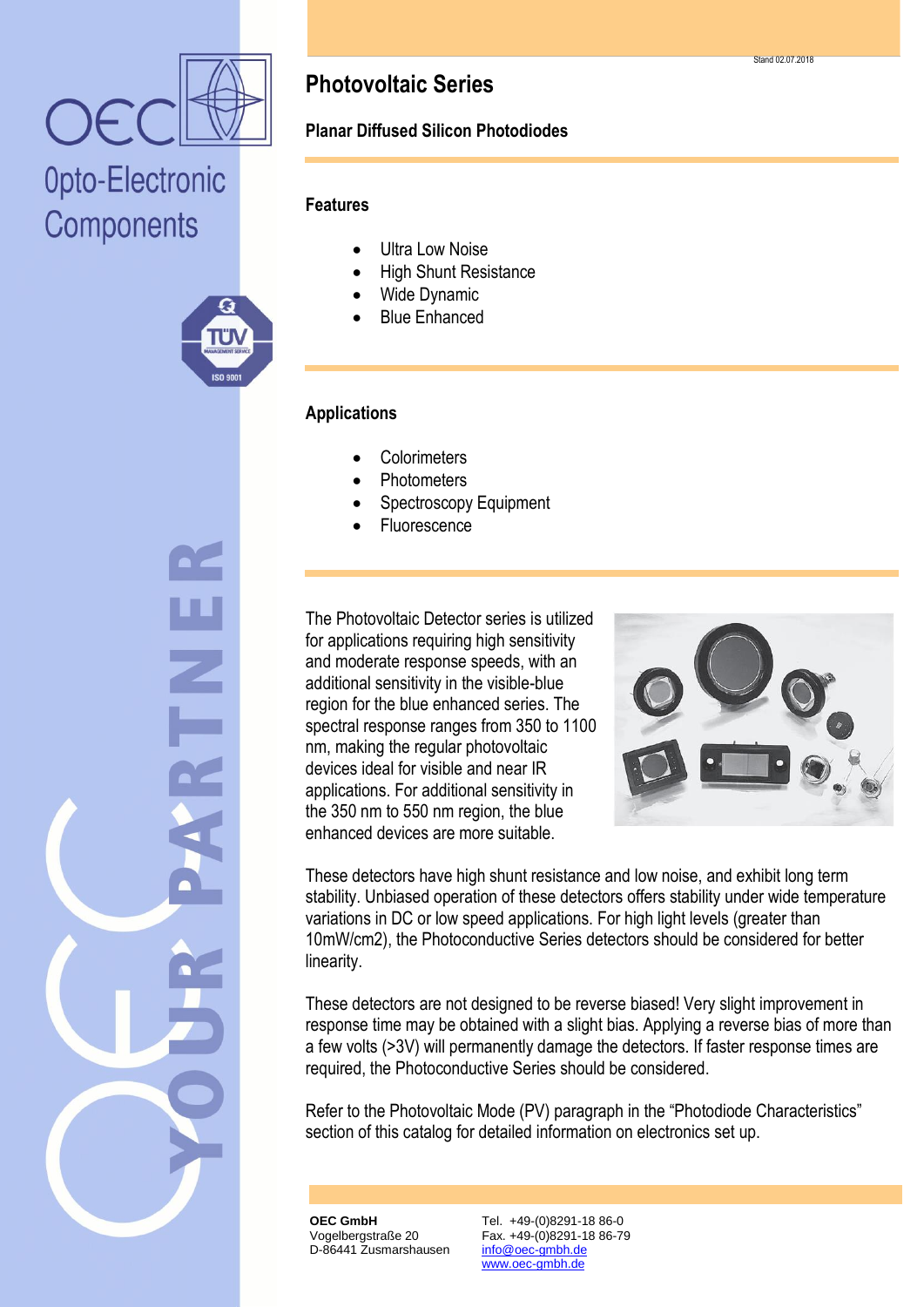# Photovoltaic Series

## Planar Diffused Silicon Photodiodes

### Features

- Ultra Low Noise
- High Shunt Resistance
- Wide Dynamic
- Blue Enhanced

### Applications

- Colorimeters
- Photometers
- Spectroscopy Equipment
- Fluorescence

The Photovoltaic Detector series is utilized for applications requiring high sensitivity and moderate response speeds, with an additional sensitivity in the visible-blue region for the blue enhanced series. The spectral response ranges from 350 to 1100 nm, making the regular photovoltaic devices ideal for visible and near IR applications. For additional sensitivity in the 350 nm to 550 nm region, the blue enhanced devices are more suitable.

These detectors have high shunt resistance and low noise, and exhibit long term stability. Unbiased operation of these detectors offers stability under wide temperature variations in DC or low speed applications. For high light levels (greater than 10mW/cm2), the Photoconductive Series detectors should be considered for better linearity.

These detectors are not designed to be reverse biased! Very slight improvement in response time may be obtained with a slight bias. Applying a reverse bias of more than a few volts (>3V) will permanently damage the detectors. If faster response times are required, the Photoconductive Series should be considered.

Refer to the Photovoltaic Mode (PV) paragraph in the “Photodiode Characteristics” section of this catalog for detailed information on electronics set up.

**OEC GmbH**
Vogelbergstraße 20
D-86441 Zusmarshausen

Tel. +49-(0)8291-18 86-0
Fax. +49-(0)8291-18 86-79
info@oec-gmbh.de
www.oec-gmbh.de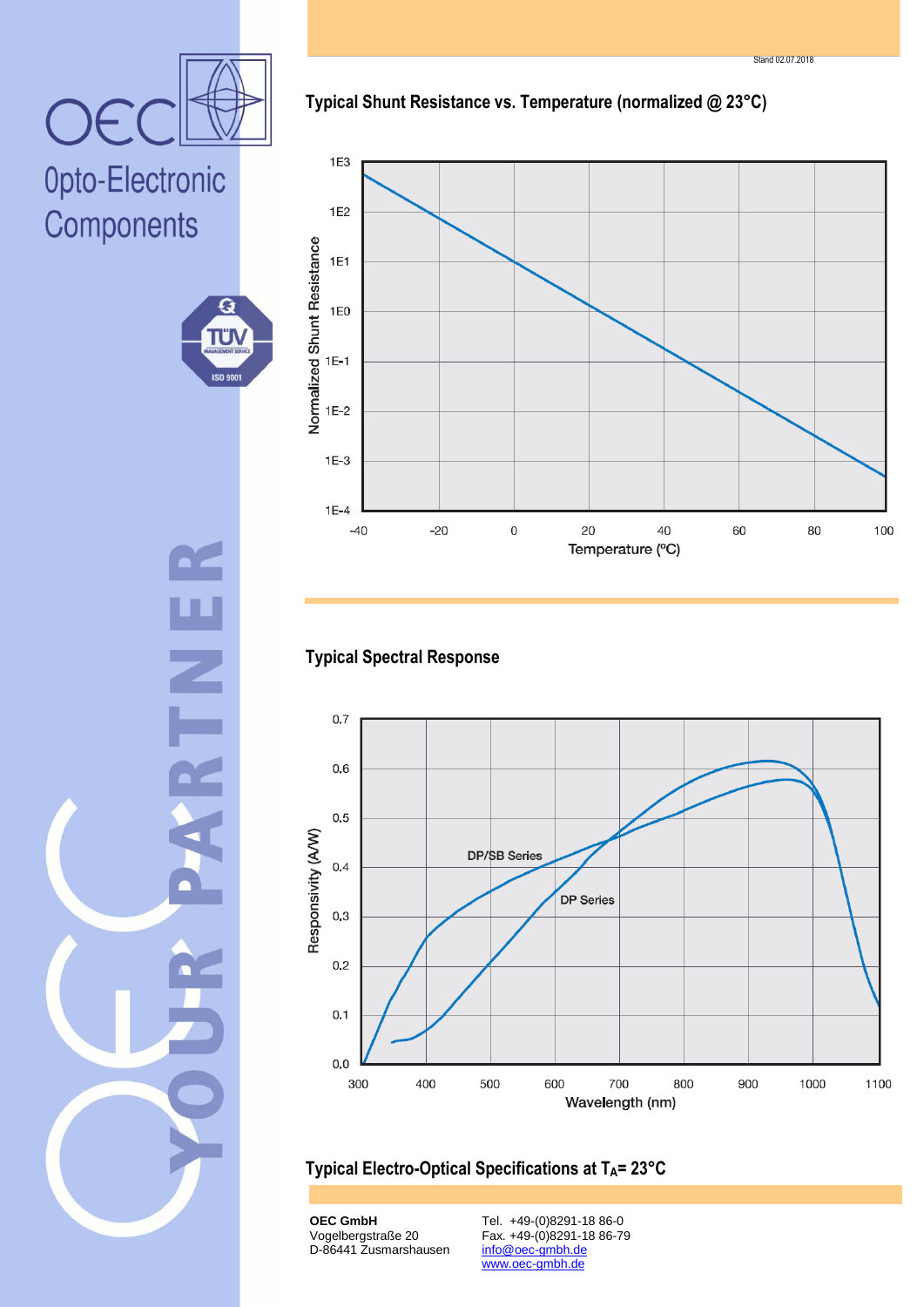## Typical Shunt Resistance vs. Temperature (normalized @ 23°C)

## Typical Spectral Response

## Typical Electro-Optical Specifications at $T_A$= 23°C

**OEC GmbH**
Vogelbergstraße 20
D-86441 Zusmarshausen

Tel. +49-(0)8291-18 86-0
Fax. +49-(0)8291-18 86-79
info@oec-gmbh.de
www.oec-gmbh.de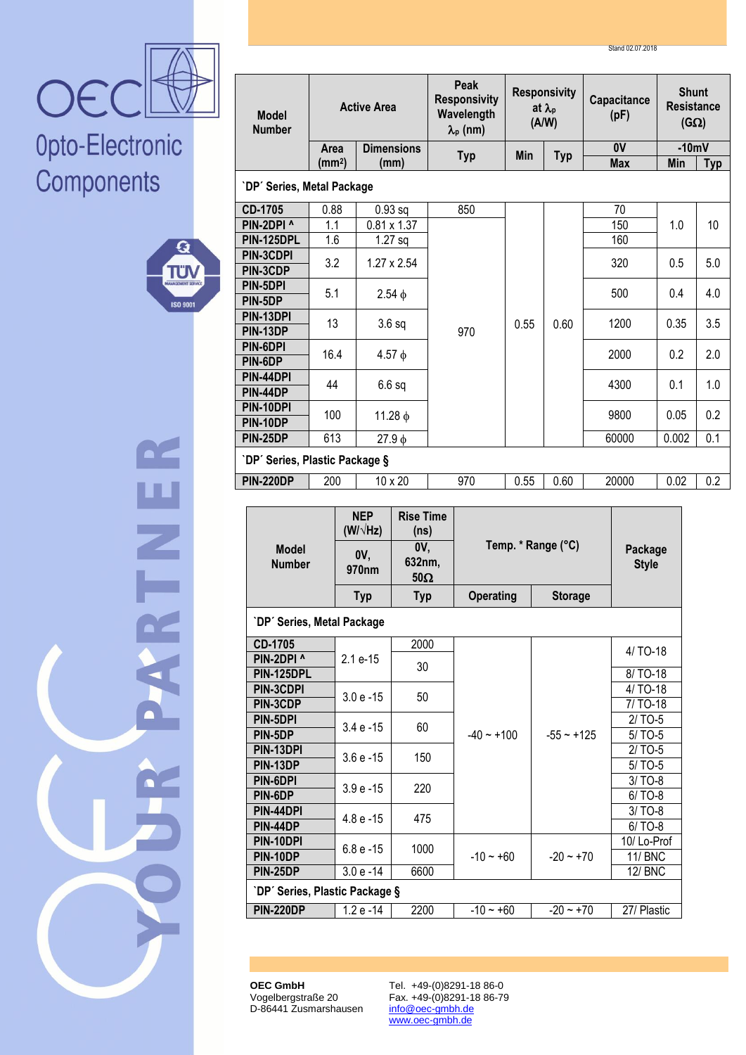Stand 02.07.2018

OEC

Opto-Electronic Components

YOUR PARTNER

| Model Number | Active Area | | Peak Responsivity Wavelength $\lambda_p$ (nm) | Responsivity at $\lambda_p$ (A/W) | | Capacitance (pF) | Shunt Resistance (GΩ) | |
|---|---|---|---|---|---|---|---|---|
| | Area (mm²) | Dimensions (mm) | Typ | Min | Typ | 0V Max | -10mV Min | Typ |
| **´DP´ Series, Metal Package** | | | | | | | | |
| CD-1705 | 0.88 | 0.93 sq | 850 | 0.55 | 0.60 | 70 | 1.0 | 10 |
| PIN-2DPI ^ | 1.1 | 0.81 x 1.37 | 970 | 0.55 | 0.60 | 150 | 1.0 | 10 |
| PIN-125DPL | 1.6 | 1.27 sq | 970 | 0.55 | 0.60 | 160 | 1.0 | 10 |
| PIN-3CDPI | 3.2 | 1.27 x 2.54 | 970 | 0.55 | 0.60 | 320 | 0.5 | 5.0 |
| PIN-3CDP | 3.2 | 1.27 x 2.54 | 970 | 0.55 | 0.60 | 320 | 0.5 | 5.0 |
| PIN-5DPI | 5.1 | 2.54 ϕ | 970 | 0.55 | 0.60 | 500 | 0.4 | 4.0 |
| PIN-5DP | 5.1 | 2.54 ϕ | 970 | 0.55 | 0.60 | 500 | 0.4 | 4.0 |
| PIN-13DPI | 13 | 3.6 sq | 970 | 0.55 | 0.60 | 1200 | 0.35 | 3.5 |
| PIN-13DP | 13 | 3.6 sq | 970 | 0.55 | 0.60 | 1200 | 0.35 | 3.5 |
| PIN-6DPI | 16.4 | 4.57 ϕ | 970 | 0.55 | 0.60 | 2000 | 0.2 | 2.0 |
| PIN-6DP | 16.4 | 4.57 ϕ | 970 | 0.55 | 0.60 | 2000 | 0.2 | 2.0 |
| PIN-44DPI | 44 | 6.6 sq | 970 | 0.55 | 0.60 | 4300 | 0.1 | 1.0 |
| PIN-44DP | 44 | 6.6 sq | 970 | 0.55 | 0.60 | 4300 | 0.1 | 1.0 |
| PIN-10DPI | 100 | 11.28 ϕ | 970 | 0.55 | 0.60 | 9800 | 0.05 | 0.2 |
| PIN-10DP | 100 | 11.28 ϕ | 970 | 0.55 | 0.60 | 9800 | 0.05 | 0.2 |
| PIN-25DP | 613 | 27.9 ϕ | 970 | 0.55 | 0.60 | 60000 | 0.002 | 0.1 |
| **´DP´ Series, Plastic Package §** | | | | | | | | |
| PIN-220DP | 200 | 10 x 20 | 970 | 0.55 | 0.60 | 20000 | 0.02 | 0.2 |

| Model Number | NEP (W/√Hz) 0V, 970nm | Rise Time (ns) 0V, 632nm, 50Ω | Temp. * Range (°C) | | Package Style |
|---|---|---|---|---|---|
| | Typ | Typ | Operating | Storage | |
| **´DP´ Series, Metal Package** | | | | | |
| CD-1705 | 2.1 e-15 | 2000 | -40 ~ +100 | -55 ~ +125 | 4/ TO-18 |
| PIN-2DPI ^ | 2.1 e-15 | 30 | -40 ~ +100 | -55 ~ +125 | 4/ TO-18 |
| PIN-125DPL | 2.1 e-15 | 30 | -40 ~ +100 | -55 ~ +125 | 8/ TO-18 |
| PIN-3CDPI | 3.0 e -15 | 50 | -40 ~ +100 | -55 ~ +125 | 4/ TO-18 |
| PIN-3CDP | 3.0 e -15 | 50 | -40 ~ +100 | -55 ~ +125 | 7/ TO-18 |
| PIN-5DPI | 3.4 e -15 | 60 | -40 ~ +100 | -55 ~ +125 | 2/ TO-5 |
| PIN-5DP | 3.4 e -15 | 60 | -40 ~ +100 | -55 ~ +125 | 5/ TO-5 |
| PIN-13DPI | 3.6 e -15 | 150 | -40 ~ +100 | -55 ~ +125 | 2/ TO-5 |
| PIN-13DP | 3.6 e -15 | 150 | -40 ~ +100 | -55 ~ +125 | 5/ TO-5 |
| PIN-6DPI | 3.9 e -15 | 220 | -40 ~ +100 | -55 ~ +125 | 3/ TO-8 |
| PIN-6DP | 3.9 e -15 | 220 | -40 ~ +100 | -55 ~ +125 | 6/ TO-8 |
| PIN-44DPI | 4.8 e -15 | 475 | -40 ~ +100 | -55 ~ +125 | 3/ TO-8 |
| PIN-44DP | 4.8 e -15 | 475 | -40 ~ +100 | -55 ~ +125 | 6/ TO-8 |
| PIN-10DPI | 6.8 e -15 | 1000 | -10 ~ +60 | -20 ~ +70 | 10/ Lo-Prof |
| PIN-10DP | 6.8 e -15 | 1000 | -10 ~ +60 | -20 ~ +70 | 11/ BNC |
| PIN-25DP | 3.0 e -14 | 6600 | -10 ~ +60 | -20 ~ +70 | 12/ BNC |
| **´DP´ Series, Plastic Package §** | | | | | |
| PIN-220DP | 1.2 e -14 | 2200 | -10 ~ +60 | -20 ~ +70 | 27/ Plastic |

**OEC GmbH**
Vogelbergstraße 20
D-86441 Zusmarshausen

Tel. +49-(0)8291-18 86-0
Fax. +49-(0)8291-18 86-79
info@oec-gmbh.de
www.oec-gmbh.de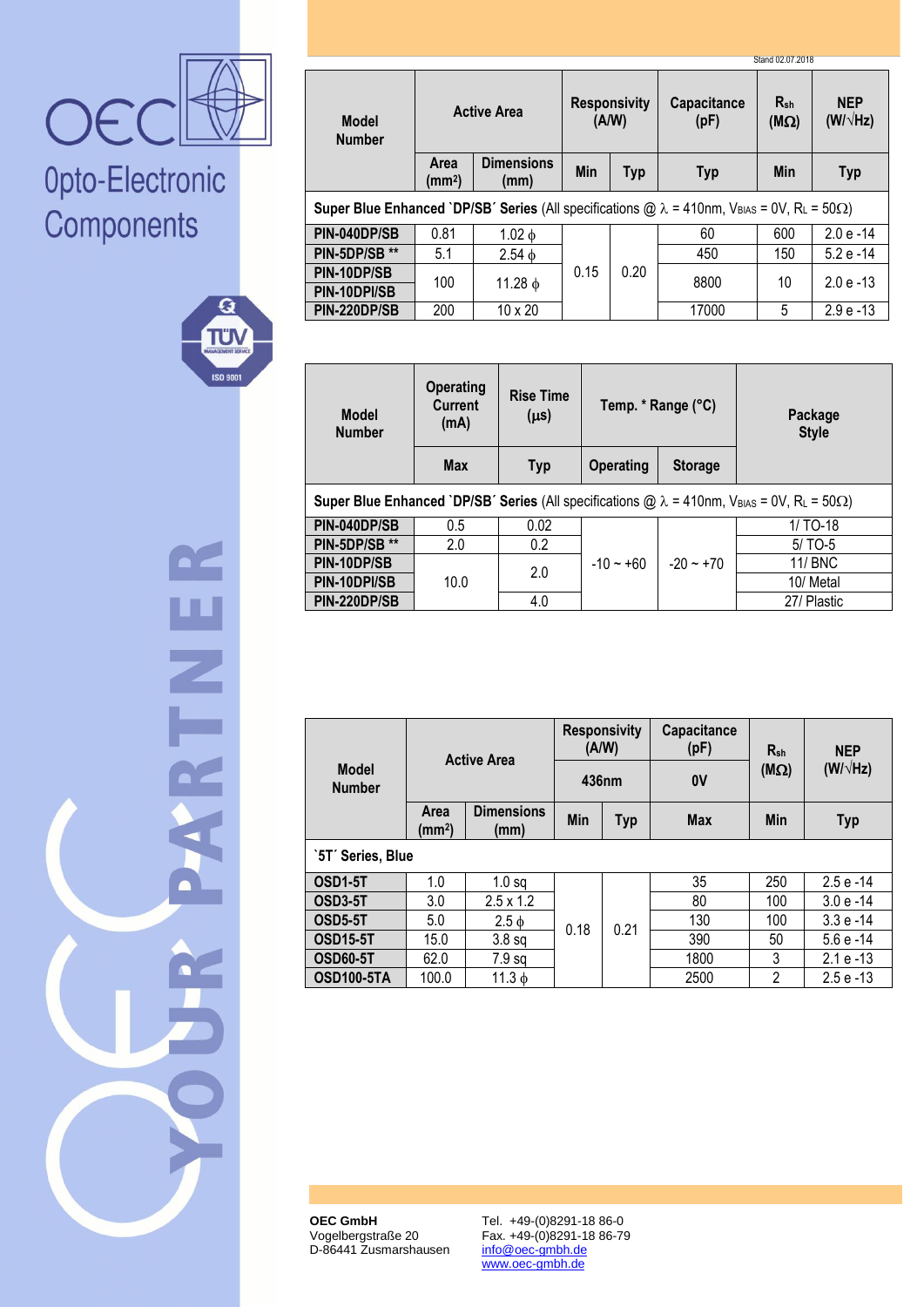OEC

Opto-Electronic Components

Stand 02.07.2018

| Model Number | Active Area | | Responsivity (A/W) | | Capacitance (pF) | $R_{sh}$ (MΩ) | NEP (W/√Hz) |
|---|---|---|---|---|---|---|---|
| | Area (mm²) | Dimensions (mm) | Min | Typ | Typ | Min | Typ |
| **Super Blue Enhanced `DP/SB´ Series** (All specifications @ λ = 410nm, $V_{BIAS}$ = 0V, $R_L$ = 50Ω) | | | | | | | |
| **PIN-040DP/SB** | 0.81 | 1.02 ϕ | 0.15 | 0.20 | 60 | 600 | 2.0 e -14 |
| **PIN-5DP/SB \*\*** | 5.1 | 2.54 ϕ | | | 450 | 150 | 5.2 e -14 |
| **PIN-10DP/SB** | 100 | 11.28 ϕ | | | 8800 | 10 | 2.0 e -13 |
| **PIN-10DPI/SB** | | | | | | | |
| **PIN-220DP/SB** | 200 | 10 x 20 | | | 17000 | 5 | 2.9 e -13 |

| Model Number | Operating Current (mA) | Rise Time (µs) | Temp. * Range (°C) | | Package Style |
|---|---|---|---|---|---|
| | Max | Typ | Operating | Storage | |
| **Super Blue Enhanced `DP/SB´ Series** (All specifications @ λ = 410nm, $V_{BIAS}$ = 0V, $R_L$ = 50Ω) | | | | | |
| **PIN-040DP/SB** | 0.5 | 0.02 | -10 ~ +60 | -20 ~ +70 | 1/ TO-18 |
| **PIN-5DP/SB \*\*** | 2.0 | 0.2 | | | 5/ TO-5 |
| **PIN-10DP/SB** | 10.0 | 2.0 | | | 11/ BNC |
| **PIN-10DPI/SB** | | | | | 10/ Metal |
| **PIN-220DP/SB** | | 4.0 | | | 27/ Plastic |

| Model Number | Active Area | | Responsivity (A/W) 436nm | | Capacitance (pF) 0V | $R_{sh}$ (MΩ) | NEP (W/√Hz) |
|---|---|---|---|---|---|---|---|
| | Area (mm²) | Dimensions (mm) | Min | Typ | Max | Min | Typ |
| **`5T´ Series, Blue** | | | | | | | |
| **OSD1-5T** | 1.0 | 1.0 sq | 0.18 | 0.21 | 35 | 250 | 2.5 e -14 |
| **OSD3-5T** | 3.0 | 2.5 x 1.2 | | | 80 | 100 | 3.0 e -14 |
| **OSD5-5T** | 5.0 | 2.5 ϕ | | | 130 | 100 | 3.3 e -14 |
| **OSD15-5T** | 15.0 | 3.8 sq | | | 390 | 50 | 5.6 e -14 |
| **OSD60-5T** | 62.0 | 7.9 sq | | | 1800 | 3 | 2.1 e -13 |
| **OSD100-5TA** | 100.0 | 11.3 ϕ | | | 2500 | 2 | 2.5 e -13 |

YOUR PARTNER

**OEC GmbH**
Vogelbergstraße 20
D-86441 Zusmarshausen

Tel. +49-(0)8291-18 86-0
Fax. +49-(0)8291-18 86-79
info@oec-gmbh.de
www.oec-gmbh.de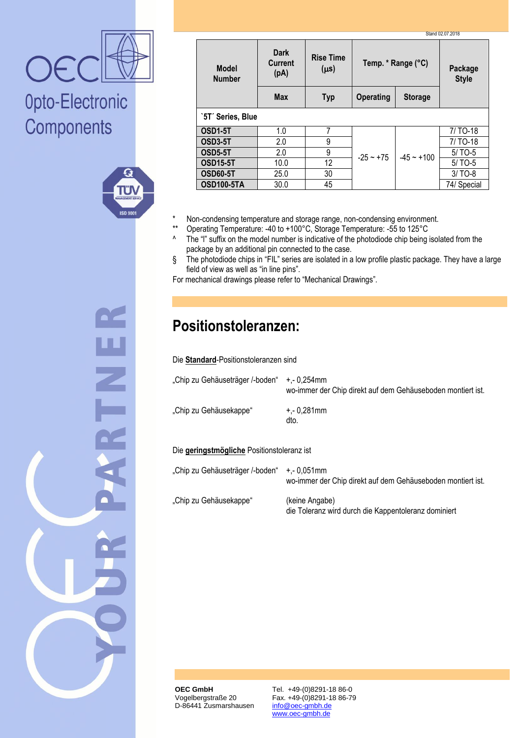Stand 02.07.2018

| Model Number | Dark Current (pA) | Rise Time (µs) | Temp. * Range (°C) | | Package Style |
|---|---|---|---|---|---|
| | Max | Typ | Operating | Storage | |
| `5T´ Series, Blue | | | | | |
| OSD1-5T | 1.0 | 7 | -25 ~ +75 | -45 ~ +100 | 7/ TO-18 |
| OSD3-5T | 2.0 | 9 | | | 7/ TO-18 |
| OSD5-5T | 2.0 | 9 | | | 5/ TO-5 |
| OSD15-5T | 10.0 | 12 | | | 5/ TO-5 |
| OSD60-5T | 25.0 | 30 | | | 3/ TO-8 |
| OSD100-5TA | 30.0 | 45 | | | 74/ Special |

\* Non-condensing temperature and storage range, non-condensing environment.

** Operating Temperature: -40 to +100°C, Storage Temperature: -55 to 125°C

^ The "I" suffix on the model number is indicative of the photodiode chip being isolated from the package by an additional pin connected to the case.

§ The photodiode chips in "FIL" series are isolated in a low profile plastic package. They have a large field of view as well as "in line pins".

For mechanical drawings please refer to "Mechanical Drawings".

# Positionstoleranzen:

Die **Standard**-Positionstoleranzen sind

„Chip zu Gehäuseträger /-boden" +,- 0,254mm
wo-immer der Chip direkt auf dem Gehäuseboden montiert ist.

„Chip zu Gehäusekappe" +,- 0,281mm
dto.

Die **geringstmögliche** Positionstoleranz ist

„Chip zu Gehäuseträger /-boden" +,- 0,051mm
wo-immer der Chip direkt auf dem Gehäuseboden montiert ist.

„Chip zu Gehäusekappe" (keine Angabe)
die Toleranz wird durch die Kappentoleranz dominiert

**OEC GmbH**
Vogelbergstraße 20
D-86441 Zusmarshausen

Tel. +49-(0)8291-18 86-0
Fax. +49-(0)8291-18 86-79
info@oec-gmbh.de
www.oec-gmbh.de